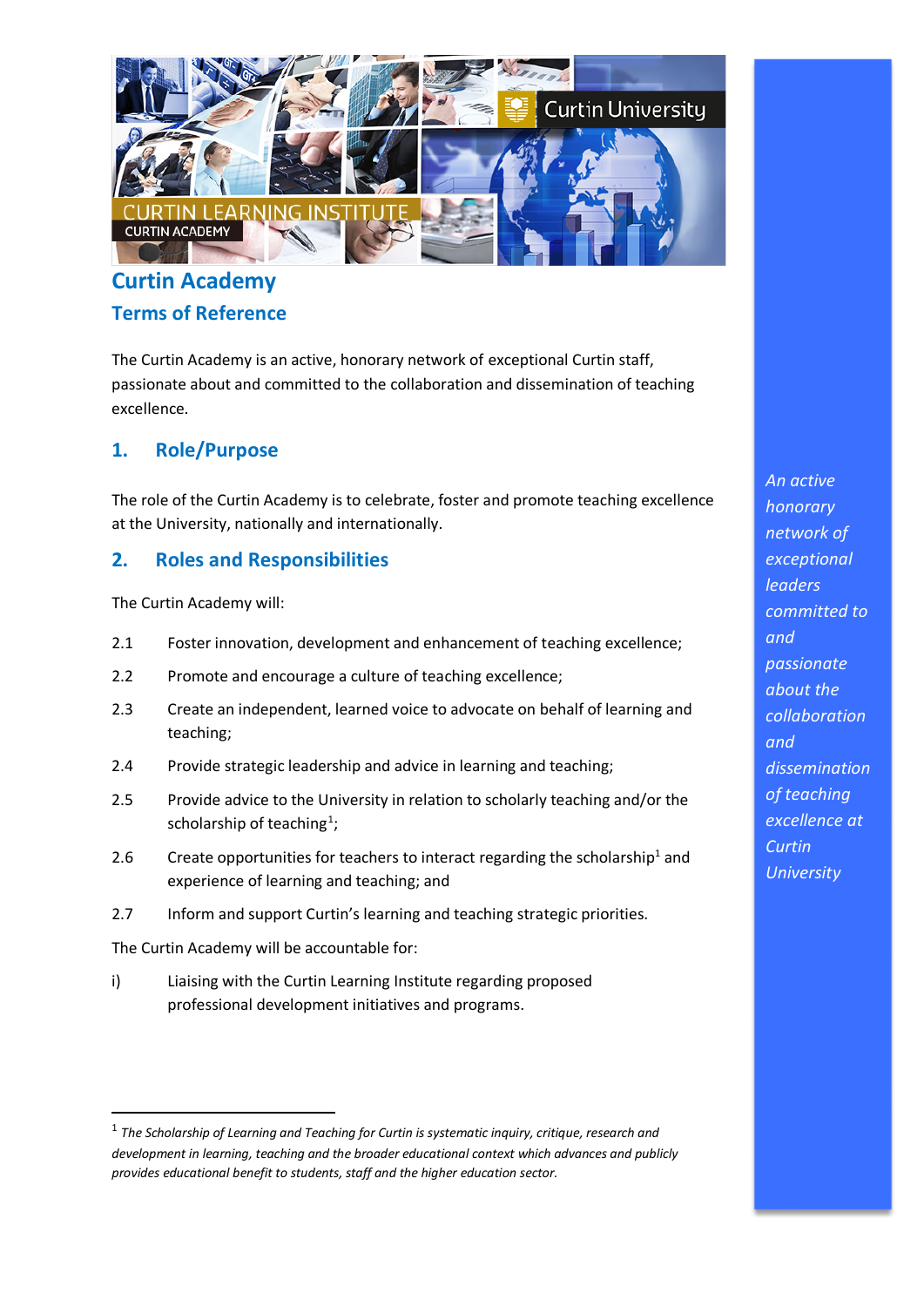# Curtin Academy

## Terms of Reference

The Curtin Academy is an active, honorary network of exceptional Curtin staff, passionate about and committed to the collaboration and dissemination of teaching excellence.

## 1. Role/Purpose

The role of the Curtin Academy is to celebrate, foster and promote teaching excellence at the University, nationally and internationally.

## 2. Roles and Responsibilities

The Curtin Academy will:

2.1 Foster innovation, development and enhancement of teaching excellence;

2.2 Promote and encourage a culture of teaching excellence;

2.3 Create an independent, learned voice to advocate on behalf of learning and teaching;

2.4 Provide strategic leadership and advice in learning and teaching;

2.5 Provide advice to the University in relation to scholarly teaching and/or the scholarship of teaching[1];

2.6 Create opportunities for teachers to interact regarding the scholarship[1] and experience of learning and teaching; and

2.7 Inform and support Curtin's learning and teaching strategic priorities.

The Curtin Academy will be accountable for:

i) Liaising with the Curtin Learning Institute regarding proposed professional development initiatives and programs.

*An active honorary network of exceptional leaders committed to and passionate about the collaboration and dissemination of teaching excellence at Curtin University*

---

[1] *The Scholarship of Learning and Teaching for Curtin is systematic inquiry, critique, research and development in learning, teaching and the broader educational context which advances and publicly provides educational benefit to students, staff and the higher education sector.*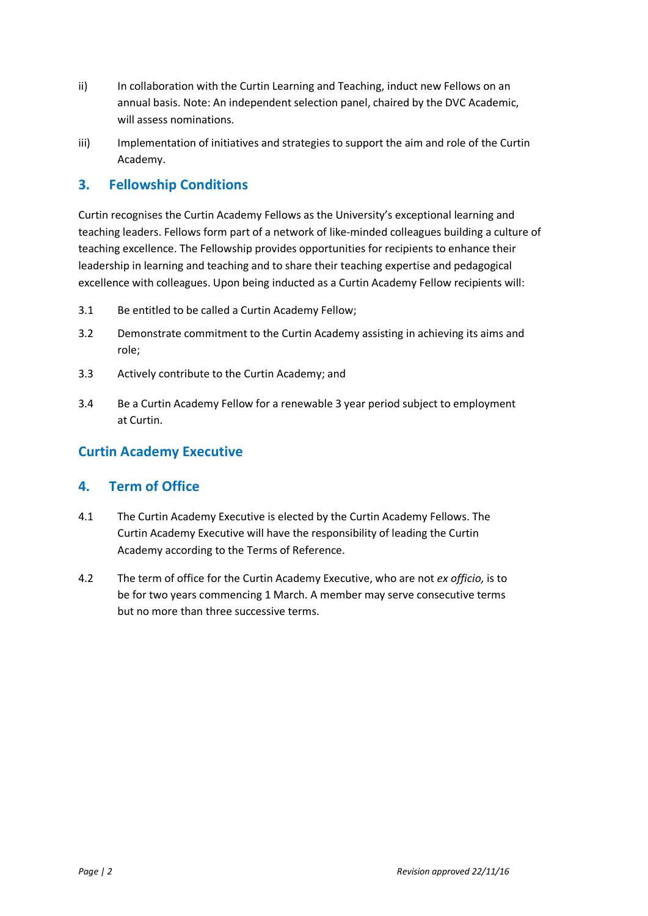ii) In collaboration with the Curtin Learning and Teaching, induct new Fellows on an annual basis. Note: An independent selection panel, chaired by the DVC Academic, will assess nominations.

iii) Implementation of initiatives and strategies to support the aim and role of the Curtin Academy.

## 3. Fellowship Conditions

Curtin recognises the Curtin Academy Fellows as the University's exceptional learning and teaching leaders. Fellows form part of a network of like-minded colleagues building a culture of teaching excellence. The Fellowship provides opportunities for recipients to enhance their leadership in learning and teaching and to share their teaching expertise and pedagogical excellence with colleagues. Upon being inducted as a Curtin Academy Fellow recipients will:

3.1 Be entitled to be called a Curtin Academy Fellow;

3.2 Demonstrate commitment to the Curtin Academy assisting in achieving its aims and role;

3.3 Actively contribute to the Curtin Academy; and

3.4 Be a Curtin Academy Fellow for a renewable 3 year period subject to employment at Curtin.

## Curtin Academy Executive

## 4. Term of Office

4.1 The Curtin Academy Executive is elected by the Curtin Academy Fellows. The Curtin Academy Executive will have the responsibility of leading the Curtin Academy according to the Terms of Reference.

4.2 The term of office for the Curtin Academy Executive, who are not *ex officio,* is to be for two years commencing 1 March. A member may serve consecutive terms but no more than three successive terms.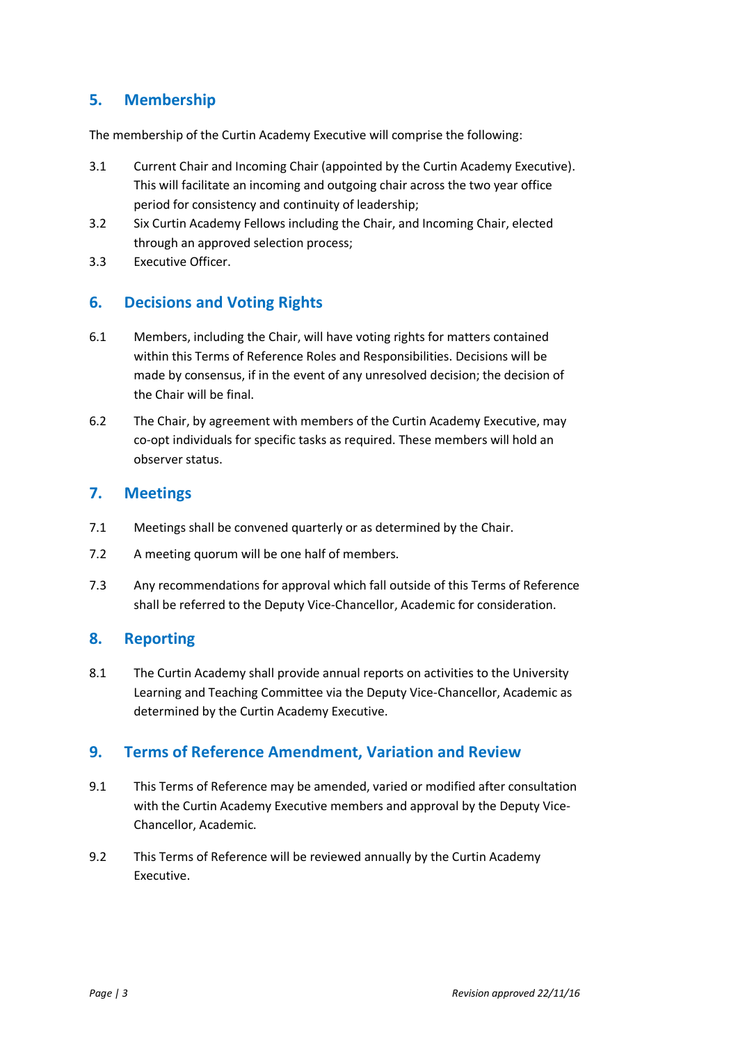## 5. Membership

The membership of the Curtin Academy Executive will comprise the following:

3.1 Current Chair and Incoming Chair (appointed by the Curtin Academy Executive). This will facilitate an incoming and outgoing chair across the two year office period for consistency and continuity of leadership;

3.2 Six Curtin Academy Fellows including the Chair, and Incoming Chair, elected through an approved selection process;

3.3 Executive Officer.

## 6. Decisions and Voting Rights

6.1 Members, including the Chair, will have voting rights for matters contained within this Terms of Reference Roles and Responsibilities. Decisions will be made by consensus, if in the event of any unresolved decision; the decision of the Chair will be final.

6.2 The Chair, by agreement with members of the Curtin Academy Executive, may co-opt individuals for specific tasks as required. These members will hold an observer status.

## 7. Meetings

7.1 Meetings shall be convened quarterly or as determined by the Chair.

7.2 A meeting quorum will be one half of members.

7.3 Any recommendations for approval which fall outside of this Terms of Reference shall be referred to the Deputy Vice-Chancellor, Academic for consideration.

## 8. Reporting

8.1 The Curtin Academy shall provide annual reports on activities to the University Learning and Teaching Committee via the Deputy Vice-Chancellor, Academic as determined by the Curtin Academy Executive.

## 9. Terms of Reference Amendment, Variation and Review

9.1 This Terms of Reference may be amended, varied or modified after consultation with the Curtin Academy Executive members and approval by the Deputy Vice-Chancellor, Academic.

9.2 This Terms of Reference will be reviewed annually by the Curtin Academy Executive.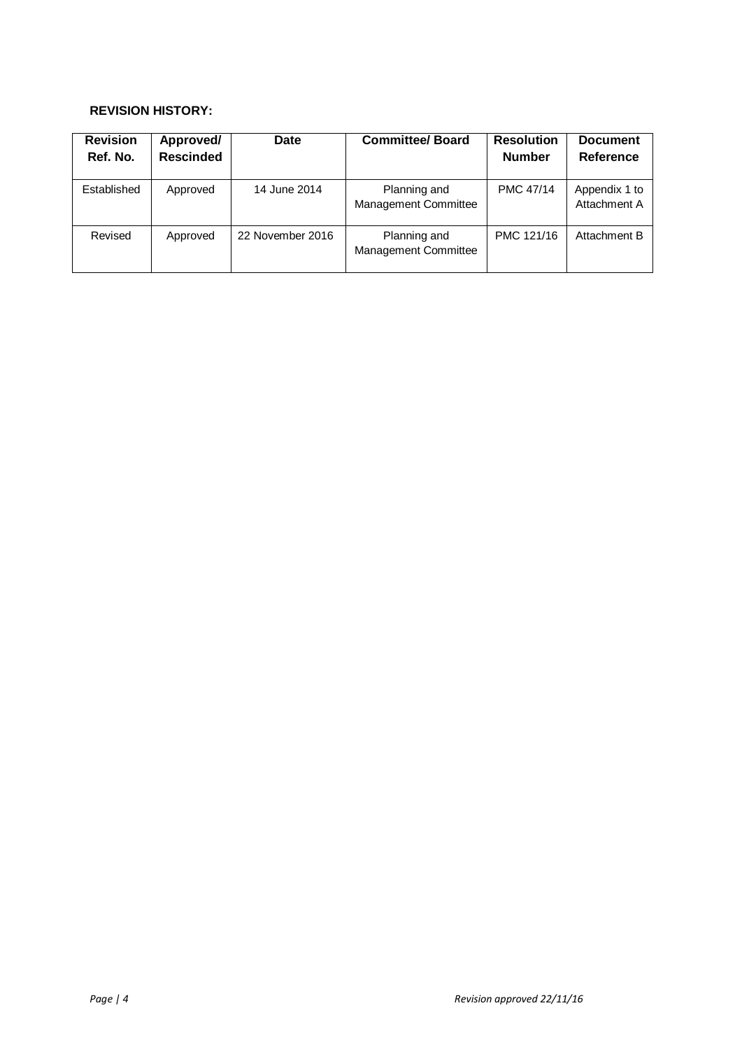**REVISION HISTORY:**

| Revision Ref. No. | Approved/ Rescinded | Date | Committee/ Board | Resolution Number | Document Reference |
|---|---|---|---|---|---|
| Established | Approved | 14 June 2014 | Planning and Management Committee | PMC 47/14 | Appendix 1 to Attachment A |
| Revised | Approved | 22 November 2016 | Planning and Management Committee | PMC 121/16 | Attachment B |